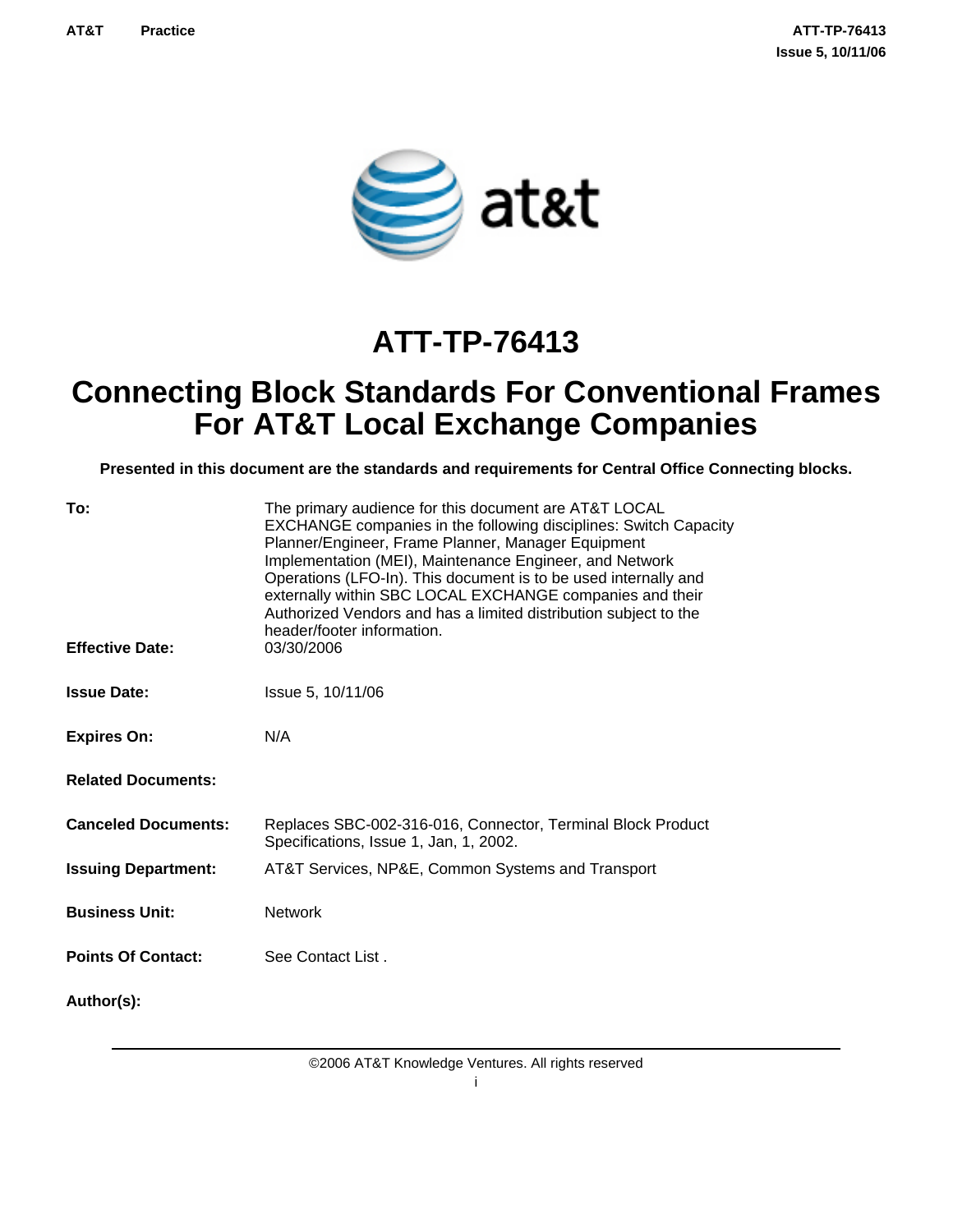# ATT-TP-76413

# Connecting Block Standards For Conventional Frames For AT&T Local Exchange Companies

**Presented in this document are the standards and requirements for Central Office Connecting blocks.**

| | |
|---|---|
| **To:** | The primary audience for this document are AT&T LOCAL EXCHANGE companies in the following disciplines: Switch Capacity Planner/Engineer, Frame Planner, Manager Equipment Implementation (MEI), Maintenance Engineer, and Network Operations (LFO-In). This document is to be used internally and externally within SBC LOCAL EXCHANGE companies and their Authorized Vendors and has a limited distribution subject to the header/footer information. |
| **Effective Date:** | 03/30/2006 |
| **Issue Date:** | Issue 5, 10/11/06 |
| **Expires On:** | N/A |
| **Related Documents:** | |
| **Canceled Documents:** | Replaces SBC-002-316-016, Connector, Terminal Block Product Specifications, Issue 1, Jan, 1, 2002. |
| **Issuing Department:** | AT&T Services, NP&E, Common Systems and Transport |
| **Business Unit:** | Network |
| **Points Of Contact:** | See Contact List . |
| **Author(s):** | |

©2006 AT&T Knowledge Ventures. All rights reserved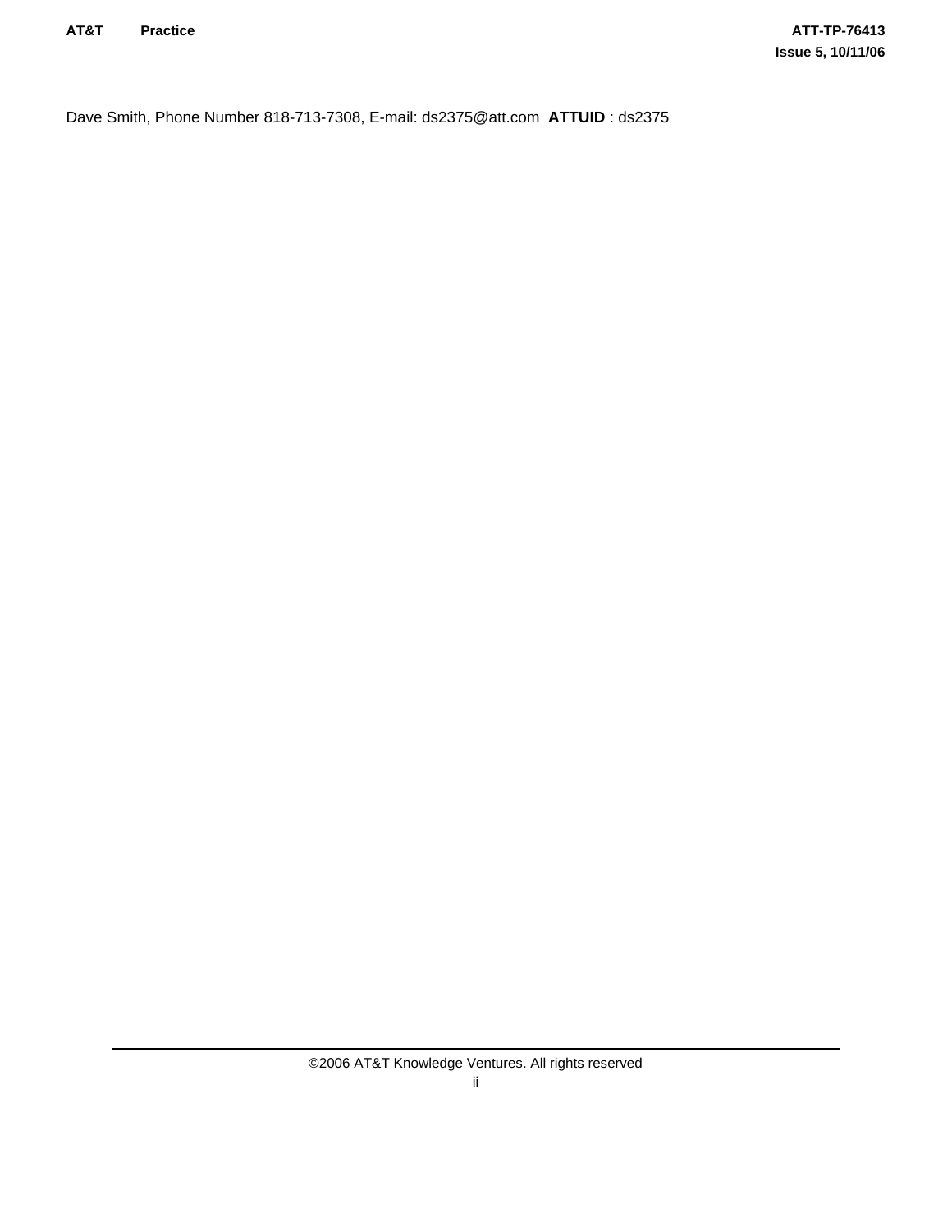Dave Smith, Phone Number 818-713-7308, E-mail: ds2375@att.com **ATTUID** : ds2375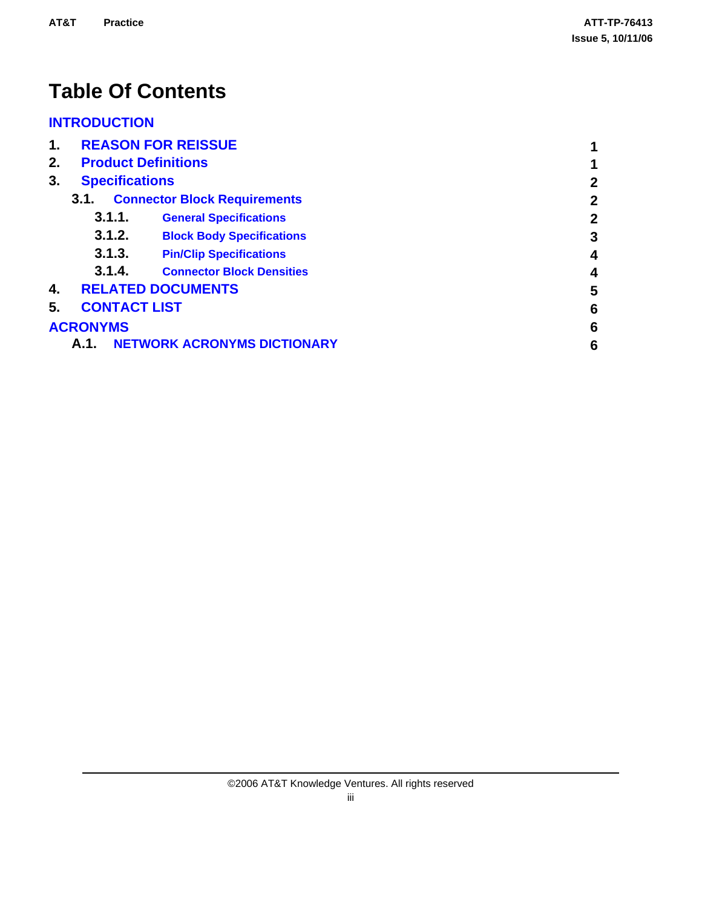# Table Of Contents

INTRODUCTION

| | | |
|---|---|---|
| 1. | REASON FOR REISSUE | 1 |
| 2. | Product Definitions | 1 |
| 3. | Specifications | 2 |
| 3.1. | Connector Block Requirements | 2 |
| 3.1.1. | General Specifications | 2 |
| 3.1.2. | Block Body Specifications | 3 |
| 3.1.3. | Pin/Clip Specifications | 4 |
| 3.1.4. | Connector Block Densities | 4 |
| 4. | RELATED DOCUMENTS | 5 |
| 5. | CONTACT LIST | 6 |
| | ACRONYMS | 6 |
| A.1. | NETWORK ACRONYMS DICTIONARY | 6 |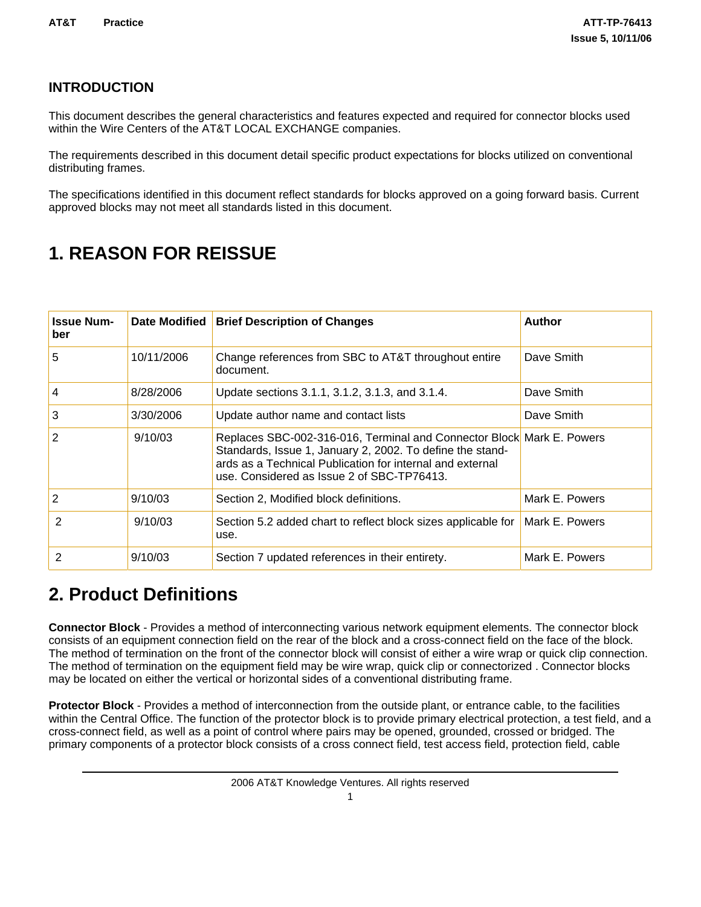## INTRODUCTION

This document describes the general characteristics and features expected and required for connector blocks used within the Wire Centers of the AT&T LOCAL EXCHANGE companies.

The requirements described in this document detail specific product expectations for blocks utilized on conventional distributing frames.

The specifications identified in this document reflect standards for blocks approved on a going forward basis. Current approved blocks may not meet all standards listed in this document.

# 1. REASON FOR REISSUE

| Issue Number | Date Modified | Brief Description of Changes | Author |
|---|---|---|---|
| 5 | 10/11/2006 | Change references from SBC to AT&T throughout entire document. | Dave Smith |
| 4 | 8/28/2006 | Update sections 3.1.1, 3.1.2, 3.1.3, and 3.1.4. | Dave Smith |
| 3 | 3/30/2006 | Update author name and contact lists | Dave Smith |
| 2 | 9/10/03 | Replaces SBC-002-316-016, Terminal and Connector Block Standards, Issue 1, January 2, 2002. To define the standards as a Technical Publication for internal and external use. Considered as Issue 2 of SBC-TP76413. | Mark E. Powers |
| 2 | 9/10/03 | Section 2, Modified block definitions. | Mark E. Powers |
| 2 | 9/10/03 | Section 5.2 added chart to reflect block sizes applicable for use. | Mark E. Powers |
| 2 | 9/10/03 | Section 7 updated references in their entirety. | Mark E. Powers |

# 2. Product Definitions

**Connector Block** - Provides a method of interconnecting various network equipment elements. The connector block consists of an equipment connection field on the rear of the block and a cross-connect field on the face of the block. The method of termination on the front of the connector block will consist of either a wire wrap or quick clip connection. The method of termination on the equipment field may be wire wrap, quick clip or connectorized . Connector blocks may be located on either the vertical or horizontal sides of a conventional distributing frame.

**Protector Block** - Provides a method of interconnection from the outside plant, or entrance cable, to the facilities within the Central Office. The function of the protector block is to provide primary electrical protection, a test field, and a cross-connect field, as well as a point of control where pairs may be opened, grounded, crossed or bridged. The primary components of a protector block consists of a cross connect field, test access field, protection field, cable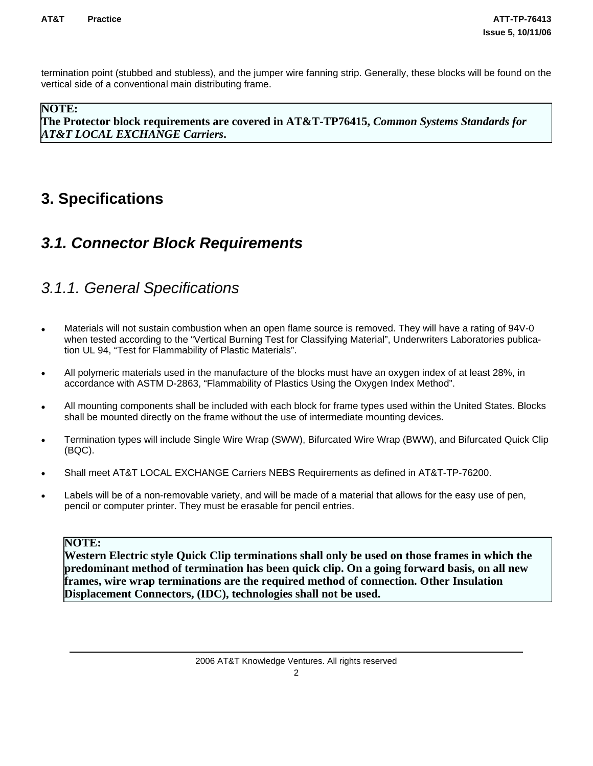termination point (stubbed and stubless), and the jumper wire fanning strip. Generally, these blocks will be found on the vertical side of a conventional main distributing frame.

> **NOTE:**
> **The Protector block requirements are covered in AT&T-TP76415, *Common Systems Standards for AT&T LOCAL EXCHANGE Carriers*.**

# 3. Specifications

## *3.1. Connector Block Requirements*

### *3.1.1. General Specifications*

- Materials will not sustain combustion when an open flame source is removed. They will have a rating of 94V-0 when tested according to the “Vertical Burning Test for Classifying Material”, Underwriters Laboratories publication UL 94, “Test for Flammability of Plastic Materials”.
- All polymeric materials used in the manufacture of the blocks must have an oxygen index of at least 28%, in accordance with ASTM D-2863, “Flammability of Plastics Using the Oxygen Index Method”.
- All mounting components shall be included with each block for frame types used within the United States. Blocks shall be mounted directly on the frame without the use of intermediate mounting devices.
- Termination types will include Single Wire Wrap (SWW), Bifurcated Wire Wrap (BWW), and Bifurcated Quick Clip (BQC).
- Shall meet AT&T LOCAL EXCHANGE Carriers NEBS Requirements as defined in AT&T-TP-76200.
- Labels will be of a non-removable variety, and will be made of a material that allows for the easy use of pen, pencil or computer printer. They must be erasable for pencil entries.

> **NOTE:**
> **Western Electric style Quick Clip terminations shall only be used on those frames in which the predominant method of termination has been quick clip. On a going forward basis, on all new frames, wire wrap terminations are the required method of connection. Other Insulation Displacement Connectors, (IDC), technologies shall not be used.**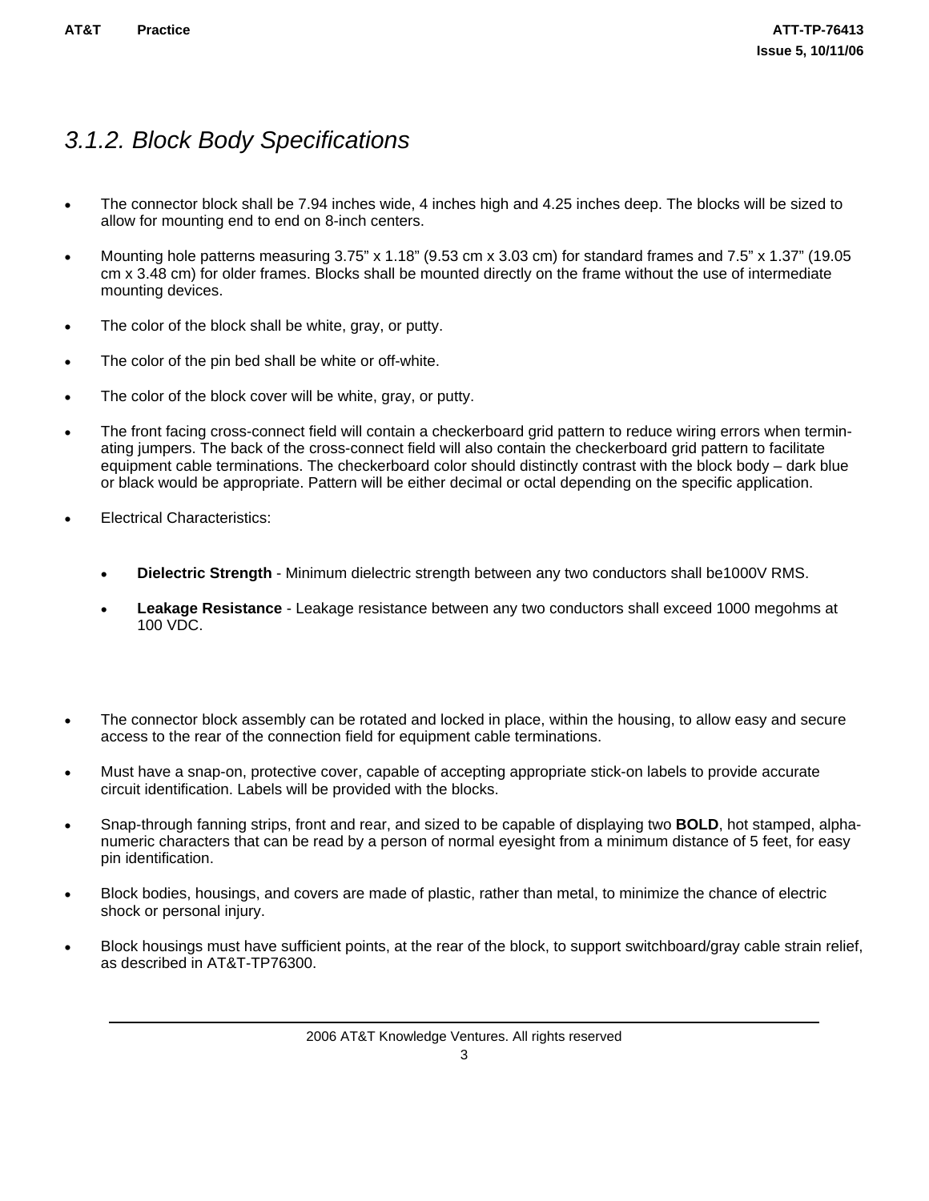### *3.1.2. Block Body Specifications*

- The connector block shall be 7.94 inches wide, 4 inches high and 4.25 inches deep. The blocks will be sized to allow for mounting end to end on 8-inch centers.

- Mounting hole patterns measuring 3.75" x 1.18" (9.53 cm x 3.03 cm) for standard frames and 7.5" x 1.37" (19.05 cm x 3.48 cm) for older frames. Blocks shall be mounted directly on the frame without the use of intermediate mounting devices.

- The color of the block shall be white, gray, or putty.

- The color of the pin bed shall be white or off-white.

- The color of the block cover will be white, gray, or putty.

- The front facing cross-connect field will contain a checkerboard grid pattern to reduce wiring errors when terminating jumpers. The back of the cross-connect field will also contain the checkerboard grid pattern to facilitate equipment cable terminations. The checkerboard color should distinctly contrast with the block body – dark blue or black would be appropriate. Pattern will be either decimal or octal depending on the specific application.

- Electrical Characteristics:

  - **Dielectric Strength** - Minimum dielectric strength between any two conductors shall be1000V RMS.

  - **Leakage Resistance** - Leakage resistance between any two conductors shall exceed 1000 megohms at 100 VDC.

- The connector block assembly can be rotated and locked in place, within the housing, to allow easy and secure access to the rear of the connection field for equipment cable terminations.

- Must have a snap-on, protective cover, capable of accepting appropriate stick-on labels to provide accurate circuit identification. Labels will be provided with the blocks.

- Snap-through fanning strips, front and rear, and sized to be capable of displaying two **BOLD**, hot stamped, alpha-numeric characters that can be read by a person of normal eyesight from a minimum distance of 5 feet, for easy pin identification.

- Block bodies, housings, and covers are made of plastic, rather than metal, to minimize the chance of electric shock or personal injury.

- Block housings must have sufficient points, at the rear of the block, to support switchboard/gray cable strain relief, as described in AT&T-TP76300.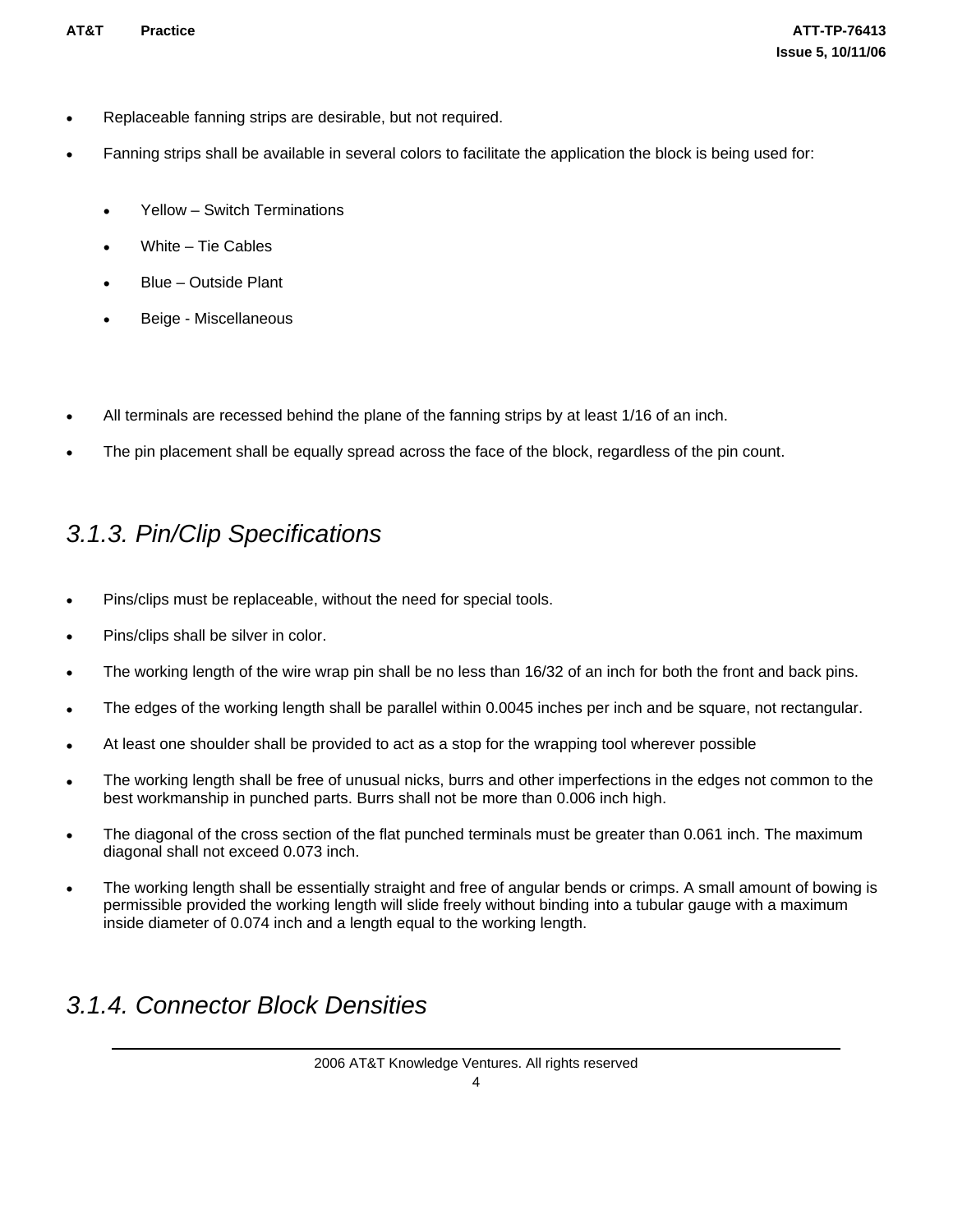- Replaceable fanning strips are desirable, but not required.
- Fanning strips shall be available in several colors to facilitate the application the block is being used for:
  - Yellow – Switch Terminations
  - White – Tie Cables
  - Blue – Outside Plant
  - Beige - Miscellaneous
- All terminals are recessed behind the plane of the fanning strips by at least 1/16 of an inch.
- The pin placement shall be equally spread across the face of the block, regardless of the pin count.

### *3.1.3. Pin/Clip Specifications*

- Pins/clips must be replaceable, without the need for special tools.
- Pins/clips shall be silver in color.
- The working length of the wire wrap pin shall be no less than 16/32 of an inch for both the front and back pins.
- The edges of the working length shall be parallel within 0.0045 inches per inch and be square, not rectangular.
- At least one shoulder shall be provided to act as a stop for the wrapping tool wherever possible
- The working length shall be free of unusual nicks, burrs and other imperfections in the edges not common to the best workmanship in punched parts. Burrs shall not be more than 0.006 inch high.
- The diagonal of the cross section of the flat punched terminals must be greater than 0.061 inch. The maximum diagonal shall not exceed 0.073 inch.
- The working length shall be essentially straight and free of angular bends or crimps. A small amount of bowing is permissible provided the working length will slide freely without binding into a tubular gauge with a maximum inside diameter of 0.074 inch and a length equal to the working length.

### *3.1.4. Connector Block Densities*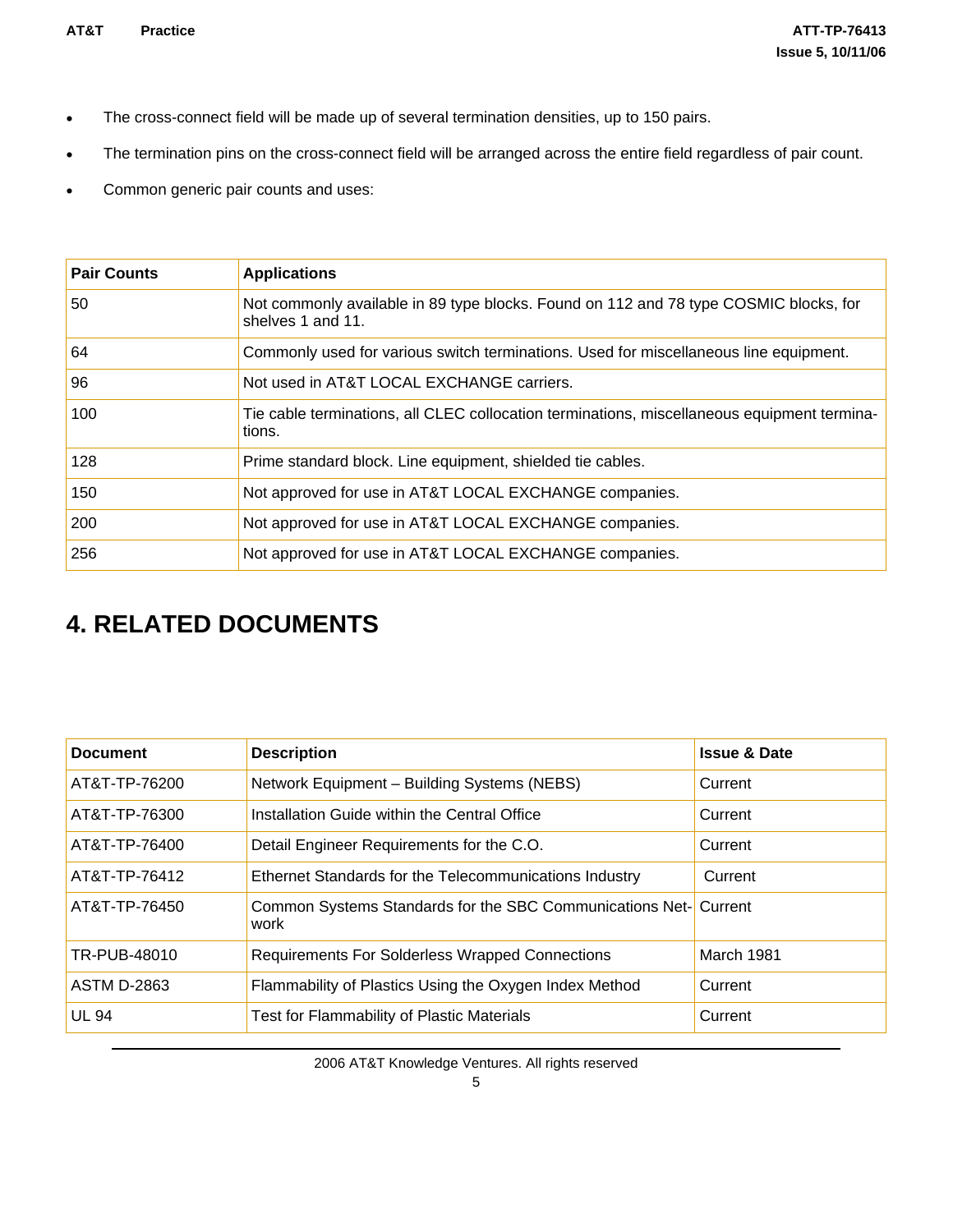- The cross-connect field will be made up of several termination densities, up to 150 pairs.
- The termination pins on the cross-connect field will be arranged across the entire field regardless of pair count.
- Common generic pair counts and uses:

| Pair Counts | Applications |
|---|---|
| 50 | Not commonly available in 89 type blocks. Found on 112 and 78 type COSMIC blocks, for shelves 1 and 11. |
| 64 | Commonly used for various switch terminations. Used for miscellaneous line equipment. |
| 96 | Not used in AT&T LOCAL EXCHANGE carriers. |
| 100 | Tie cable terminations, all CLEC collocation terminations, miscellaneous equipment terminations. |
| 128 | Prime standard block. Line equipment, shielded tie cables. |
| 150 | Not approved for use in AT&T LOCAL EXCHANGE companies. |
| 200 | Not approved for use in AT&T LOCAL EXCHANGE companies. |
| 256 | Not approved for use in AT&T LOCAL EXCHANGE companies. |

# 4. RELATED DOCUMENTS

| Document | Description | Issue & Date |
|---|---|---|
| AT&T-TP-76200 | Network Equipment – Building Systems (NEBS) | Current |
| AT&T-TP-76300 | Installation Guide within the Central Office | Current |
| AT&T-TP-76400 | Detail Engineer Requirements for the C.O. | Current |
| AT&T-TP-76412 | Ethernet Standards for the Telecommunications Industry | Current |
| AT&T-TP-76450 | Common Systems Standards for the SBC Communications Network | Current |
| TR-PUB-48010 | Requirements For Solderless Wrapped Connections | March 1981 |
| ASTM D-2863 | Flammability of Plastics Using the Oxygen Index Method | Current |
| UL 94 | Test for Flammability of Plastic Materials | Current |

2006 AT&T Knowledge Ventures. All rights reserved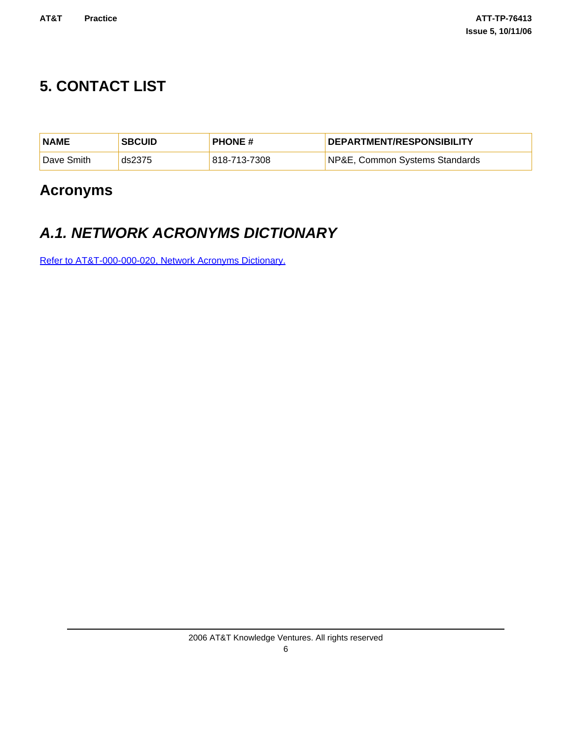# 5. CONTACT LIST

| NAME | SBCUID | PHONE # | DEPARTMENT/RESPONSIBILITY |
|---|---|---|---|
| Dave Smith | ds2375 | 818-713-7308 | NP&E, Common Systems Standards |

# Acronyms

## *A.1. NETWORK ACRONYMS DICTIONARY*

Refer to AT&T-000-000-020, Network Acronyms Dictionary.